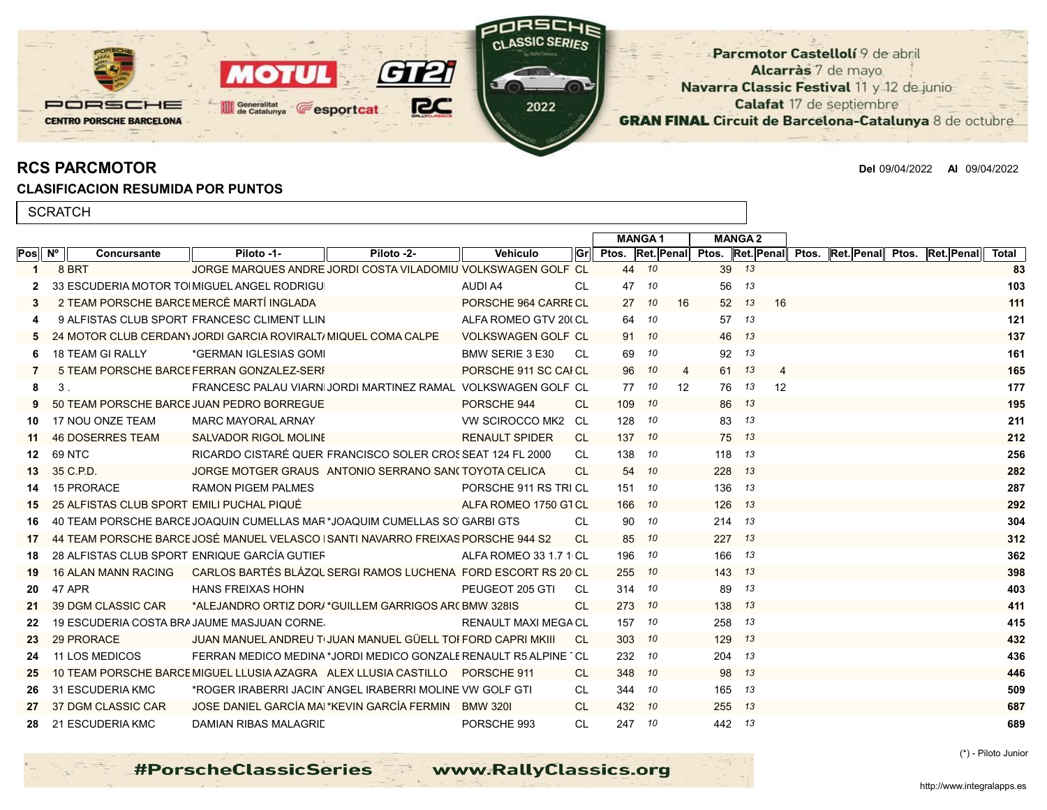Parcmotor Castellolí 9 de abril
Alcarràs 7 de mayo
Navarra Classic Festival 11 y 12 de junio
Calafat 17 de septiembre
**GRAN FINAL Circuit de Barcelona-Catalunya 8 de octubre**

## RCS PARCMOTOR

**Del** 09/04/2022 **Al** 09/04/2022

### CLASIFICACION RESUMIDA POR PUNTOS

SCRATCH

| Pos | Nº | Concursante | Piloto -1- | Piloto -2- | Vehiculo | Gr | MANGA 1 Ptos. | Ret. | Penal | MANGA 2 Ptos. | Ret. | Penal | Ptos. | Ret. | Penal | Ptos. | Ret. | Penal | Total |
|---|---|---|---|---|---|---|---|---|---|---|---|---|---|---|---|---|---|---|---|
| 1 | 8 | BRT | JORGE MARQUES ANDRE | JORDI COSTA VILADOMIU | VOLKSWAGEN GOLF | CL | 44 | 10 | | 39 | 13 | | | | | | | | 83 |
| 2 | 33 | ESCUDERIA MOTOR TOI | MIGUEL ANGEL RODRIGU | | AUDI A4 | CL | 47 | 10 | | 56 | 13 | | | | | | | | 103 |
| 3 | 2 | TEAM PORSCHE BARCE | MERCÈ MARTÍ INGLADA | | PORSCHE 964 CARRE | CL | 27 | 10 | 16 | 52 | 13 | 16 | | | | | | | 111 |
| 4 | 9 | ALFISTAS CLUB SPORT | FRANCESC CLIMENT LLIN | | ALFA ROMEO GTV 20( | CL | 64 | 10 | | 57 | 13 | | | | | | | | 121 |
| 5 | 24 | MOTOR CLUB CERDAN | JORDI GARCIA ROVIRALT | MIQUEL COMA CALPE | VOLKSWAGEN GOLF | CL | 91 | 10 | | 46 | 13 | | | | | | | | 137 |
| 6 | 18 | TEAM GI RALLY | *GERMAN IGLESIAS GOMI | | BMW SERIE 3 E30 | CL | 69 | 10 | | 92 | 13 | | | | | | | | 161 |
| 7 | 5 | TEAM PORSCHE BARCE | FERRAN GONZALEZ-SERI | | PORSCHE 911 SC CAI | CL | 96 | 10 | 4 | 61 | 13 | 4 | | | | | | | 165 |
| 8 | 3 | . | FRANCESC PALAU VIARN | JORDI MARTINEZ RAMAL | VOLKSWAGEN GOLF | CL | 77 | 10 | 12 | 76 | 13 | 12 | | | | | | | 177 |
| 9 | 50 | TEAM PORSCHE BARCE | JUAN PEDRO BORREGUE | | PORSCHE 944 | CL | 109 | 10 | | 86 | 13 | | | | | | | | 195 |
| 10 | 17 | NOU ONZE TEAM | MARC MAYORAL ARNAY | | VW SCIROCCO MK2 | CL | 128 | 10 | | 83 | 13 | | | | | | | | 211 |
| 11 | 46 | DOSERRES TEAM | SALVADOR RIGOL MOLINE | | RENAULT SPIDER | CL | 137 | 10 | | 75 | 13 | | | | | | | | 212 |
| 12 | 69 | NTC | RICARDO CISTARÉ QUER | FRANCISCO SOLER CROS | SEAT 124 FL 2000 | CL | 138 | 10 | | 118 | 13 | | | | | | | | 256 |
| 13 | 35 | C.P.D. | JORGE MOTGER GRAUS | ANTONIO SERRANO SANC | TOYOTA CELICA | CL | 54 | 10 | | 228 | 13 | | | | | | | | 282 |
| 14 | 15 | PRORACE | RAMON PIGEM PALMES | | PORSCHE 911 RS TRI | CL | 151 | 10 | | 136 | 13 | | | | | | | | 287 |
| 15 | 25 | ALFISTAS CLUB SPORT | EMILI PUCHAL PIQUÉ | | ALFA ROMEO 1750 GT | CL | 166 | 10 | | 126 | 13 | | | | | | | | 292 |
| 16 | 40 | TEAM PORSCHE BARCE | JOAQUIN CUMELLAS MAR | *JOAQUIM CUMELLAS SO | GARBI GTS | CL | 90 | 10 | | 214 | 13 | | | | | | | | 304 |
| 17 | 44 | TEAM PORSCHE BARCE | JOSÉ MANUEL VELASCO I | SANTI NAVARRO FREIXAS | PORSCHE 944 S2 | CL | 85 | 10 | | 227 | 13 | | | | | | | | 312 |
| 18 | 28 | ALFISTAS CLUB SPORT | ENRIQUE GARCÍA GUTIEF | | ALFA ROMEO 33 1.7 1 | CL | 196 | 10 | | 166 | 13 | | | | | | | | 362 |
| 19 | 16 | ALAN MANN RACING | CARLOS BARTÉS BLÁZQU | SERGI RAMOS LUCHENA | FORD ESCORT RS 20 | CL | 255 | 10 | | 143 | 13 | | | | | | | | 398 |
| 20 | 47 | APR | HANS FREIXAS HOHN | | PEUGEOT 205 GTI | CL | 314 | 10 | | 89 | 13 | | | | | | | | 403 |
| 21 | 39 | DGM CLASSIC CAR | *ALEJANDRO ORTIZ DOR | *GUILLEM GARRIGOS AR | BMW 328IS | CL | 273 | 10 | | 138 | 13 | | | | | | | | 411 |
| 22 | 19 | ESCUDERIA COSTA BRA | JAUME MASJUAN CORNE. | | RENAULT MAXI MEGA | CL | 157 | 10 | | 258 | 13 | | | | | | | | 415 |
| 23 | 29 | PRORACE | JUAN MANUEL ANDREU T | JUAN MANUEL GÜELL TOI | FORD CAPRI MKIII | CL | 303 | 10 | | 129 | 13 | | | | | | | | 432 |
| 24 | 11 | LOS MEDICOS | FERRAN MEDICO MEDINA | *JORDI MEDICO GONZALE | RENAULT R5 ALPINE | CL | 232 | 10 | | 204 | 13 | | | | | | | | 436 |
| 25 | 10 | TEAM PORSCHE BARCE | MIGUEL LLUSIA AZAGRA | ALEX LLUSIA CASTILLO | PORSCHE 911 | CL | 348 | 10 | | 98 | 13 | | | | | | | | 446 |
| 26 | 31 | ESCUDERIA KMC | *ROGER IRABERRI JACIN | ANGEL IRABERRI MOLINE | VW GOLF GTI | CL | 344 | 10 | | 165 | 13 | | | | | | | | 509 |
| 27 | 37 | DGM CLASSIC CAR | JOSE DANIEL GARCÍA MA | *KEVIN GARCÍA FERMIN | BMW 320I | CL | 432 | 10 | | 255 | 13 | | | | | | | | 687 |
| 28 | 21 | ESCUDERIA KMC | DAMIAN RIBAS MALAGRIC | | PORSCHE 993 | CL | 247 | 10 | | 442 | 13 | | | | | | | | 689 |

(*) - Piloto Junior

#PorscheClassicSeries www.RallyClassics.org

http://www.integralapps.es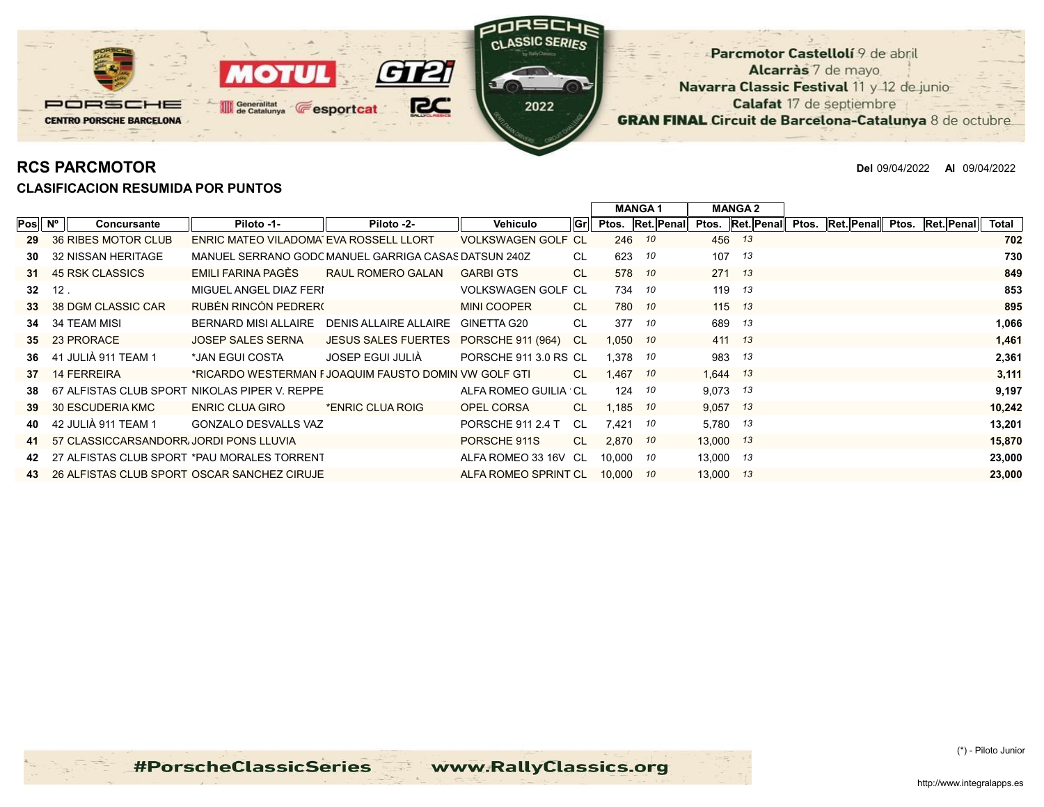Parcmotor Castellolí 9 de abril
Alcarràs 7 de mayo
Navarra Classic Festival 11 y 12 de junio
Calafat 17 de septiembre
GRAN FINAL Circuit de Barcelona-Catalunya 8 de octubre

## RCS PARCMOTOR

**Del** 09/04/2022 **Al** 09/04/2022

### CLASIFICACION RESUMIDA POR PUNTOS

| | | | | | | | MANGA 1 | | | MANGA 2 | | | | | | | | | |
|---|---|---|---|---|---|---|---|---|---|---|---|---|---|---|---|---|---|---|---|
| Pos | Nº | Concursante | Piloto -1- | Piloto -2- | Vehiculo | Gr | Ptos. | Ret. | Penal | Ptos. | Ret. | Penal | Ptos. | Ret. | Penal | Ptos. | Ret. | Penal | Total |
| 29 | 36 | RIBES MOTOR CLUB | ENRIC MATEO VILADOMA | EVA ROSSELL LLORT | VOLKSWAGEN GOLF | CL | 246 | 10 | | 456 | 13 | | | | | | | | 702 |
| 30 | 32 | NISSAN HERITAGE | MANUEL SERRANO GODO | MANUEL GARRIGA CASAS | DATSUN 240Z | CL | 623 | 10 | | 107 | 13 | | | | | | | | 730 |
| 31 | 45 | RSK CLASSICS | EMILI FARINA PAGÈS | RAUL ROMERO GALAN | GARBI GTS | CL | 578 | 10 | | 271 | 13 | | | | | | | | 849 |
| 32 | 12 | . | MIGUEL ANGEL DIAZ FERI | | VOLKSWAGEN GOLF | CL | 734 | 10 | | 119 | 13 | | | | | | | | 853 |
| 33 | 38 | DGM CLASSIC CAR | RUBÉN RINCÓN PEDRER( | | MINI COOPER | CL | 780 | 10 | | 115 | 13 | | | | | | | | 895 |
| 34 | 34 | TEAM MISI | BERNARD MISI ALLAIRE | DENIS ALLAIRE ALLAIRE | GINETTA G20 | CL | 377 | 10 | | 689 | 13 | | | | | | | | 1,066 |
| 35 | 23 | PRORACE | JOSEP SALES SERNA | JESUS SALES FUERTES | PORSCHE 911 (964) | CL | 1,050 | 10 | | 411 | 13 | | | | | | | | 1,461 |
| 36 | 41 | JULIÀ 911 TEAM 1 | *JAN EGUI COSTA | JOSEP EGUI JULIÀ | PORSCHE 911 3.0 RS | CL | 1,378 | 10 | | 983 | 13 | | | | | | | | 2,361 |
| 37 | 14 | FERREIRA | *RICARDO WESTERMAN F | JOAQUIM FAUSTO DOMIN | VW GOLF GTI | CL | 1,467 | 10 | | 1,644 | 13 | | | | | | | | 3,111 |
| 38 | 67 | ALFISTAS CLUB SPORT | NIKOLAS PIPER V. REPPE | | ALFA ROMEO GUILIA | CL | 124 | 10 | | 9,073 | 13 | | | | | | | | 9,197 |
| 39 | 30 | ESCUDERIA KMC | ENRIC CLUA GIRO | *ENRIC CLUA ROIG | OPEL CORSA | CL | 1,185 | 10 | | 9,057 | 13 | | | | | | | | 10,242 |
| 40 | 42 | JULIÀ 911 TEAM 1 | GONZALO DESVALLS VAZ | | PORSCHE 911 2.4 T | CL | 7,421 | 10 | | 5,780 | 13 | | | | | | | | 13,201 |
| 41 | 57 | CLASSICCARSANDORR | JORDI PONS LLUVIA | | PORSCHE 911S | CL | 2,870 | 10 | | 13,000 | 13 | | | | | | | | 15,870 |
| 42 | 27 | ALFISTAS CLUB SPORT | *PAU MORALES TORRENT | | ALFA ROMEO 33 16V | CL | 10,000 | 10 | | 13,000 | 13 | | | | | | | | 23,000 |
| 43 | 26 | ALFISTAS CLUB SPORT | OSCAR SANCHEZ CIRUJE | | ALFA ROMEO SPRINT | CL | 10,000 | 10 | | 13,000 | 13 | | | | | | | | 23,000 |

#PorscheClassicSeries www.RallyClassics.org

(*) - Piloto Junior

http://www.integralapps.es